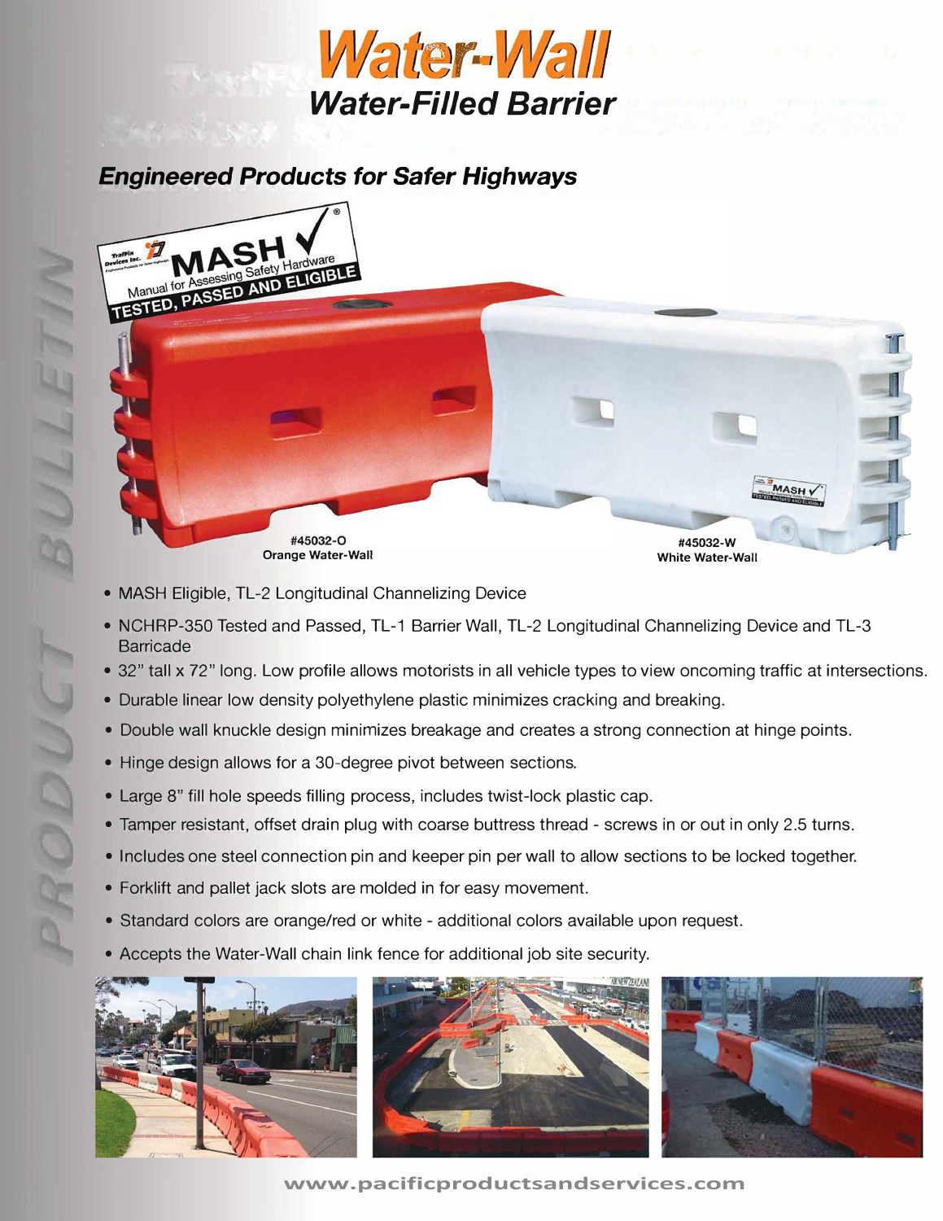# Water-Wall

## Water-Filled Barrier

### Engineered Products for Safer Highways

#45032-O
Orange Water-Wall

#45032-W
White Water-Wall

- MASH Eligible, TL-2 Longitudinal Channelizing Device
- NCHRP-350 Tested and Passed, TL-1 Barrier Wall, TL-2 Longitudinal Channelizing Device and TL-3 Barricade
- 32" tall x 72" long. Low profile allows motorists in all vehicle types to view oncoming traffic at intersections.
- Durable linear low density polyethylene plastic minimizes cracking and breaking.
- Double wall knuckle design minimizes breakage and creates a strong connection at hinge points.
- Hinge design allows for a 30-degree pivot between sections.
- Large 8" fill hole speeds filling process, includes twist-lock plastic cap.
- Tamper resistant, offset drain plug with coarse buttress thread - screws in or out in only 2.5 turns.
- Includes one steel connection pin and keeper pin per wall to allow sections to be locked together.
- Forklift and pallet jack slots are molded in for easy movement.
- Standard colors are orange/red or white - additional colors available upon request.
- Accepts the Water-Wall chain link fence for additional job site security.

www.pacificproductsandservices.com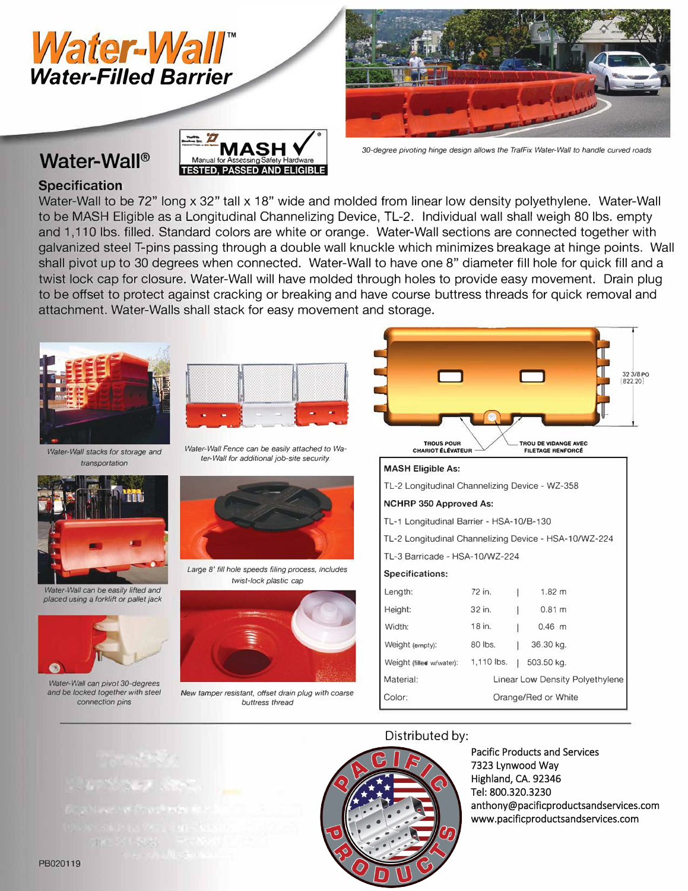# Water-Wall™

## Water-Filled Barrier

30-degree pivoting hinge design allows the TrafFix Water-Wall to handle curved roads

## Water-Wall®

MASH Manual for Assessing Safety Hardware TESTED, PASSED AND ELIGIBLE

### Specification

Water-Wall to be 72" long x 32" tall x 18" wide and molded from linear low density polyethylene. Water-Wall to be MASH Eligible as a Longitudinal Channelizing Device, TL-2. Individual wall shall weigh 80 lbs. empty and 1,110 lbs. filled. Standard colors are white or orange. Water-Wall sections are connected together with galvanized steel T-pins passing through a double wall knuckle which minimizes breakage at hinge points. Wall shall pivot up to 30 degrees when connected. Water-Wall to have one 8" diameter fill hole for quick fill and a twist lock cap for closure. Water-Wall will have molded through holes to provide easy movement. Drain plug to be offset to protect against cracking or breaking and have course buttress threads for quick removal and attachment. Water-Walls shall stack for easy movement and storage.

Water-Wall stacks for storage and transportation

Water-Wall Fence can be easily attached to Water-Wall for additional job-site security

Water-Wall can be easily lifted and placed using a forklift or pallet jack

Large 8' fill hole speeds filing process, includes twist-lock plastic cap

Water-Wall can pivot 30-degrees and be locked together with steel connection pins

New tamper resistant, offset drain plug with coarse buttress thread

32 3/8 PO
[822.20]

TROUS POUR CHARIOT ÉLÉVATEUR

TROU DE VIDANGE AVEC FILETAGE RENFORCÉ

| | | | |
|---|---|---|---|
| **MASH Eligible As:** | | | |
| TL-2 Longitudinal Channelizing Device - WZ-358 | | | |
| **NCHRP 350 Approved As:** | | | |
| TL-1 Longitudinal Barrier - HSA-10/B-130 | | | |
| TL-2 Longitudinal Channelizing Device - HSA-10/WZ-224 | | | |
| TL-3 Barricade - HSA-10/WZ-224 | | | |
| **Specifications:** | | | |
| Length: | 72 in. | \| | 1.82 m |
| Height: | 32 in. | \| | 0.81 m |
| Width: | 18 in. | \| | 0.46 m |
| Weight (empty): | 80 lbs. | \| | 36.30 kg. |
| Weight (filled w/water): | 1,110 lbs. | \| | 503.50 kg. |
| Material: | Linear Low Density Polyethylene | | |
| Color: | Orange/Red or White | | |

Distributed by:

Pacific Products and Services
7323 Lynwood Way
Highland, CA. 92346
Tel: 800.320.3230
anthony@pacificproductsandservices.com
www.pacificproductsandservices.com

PB020119